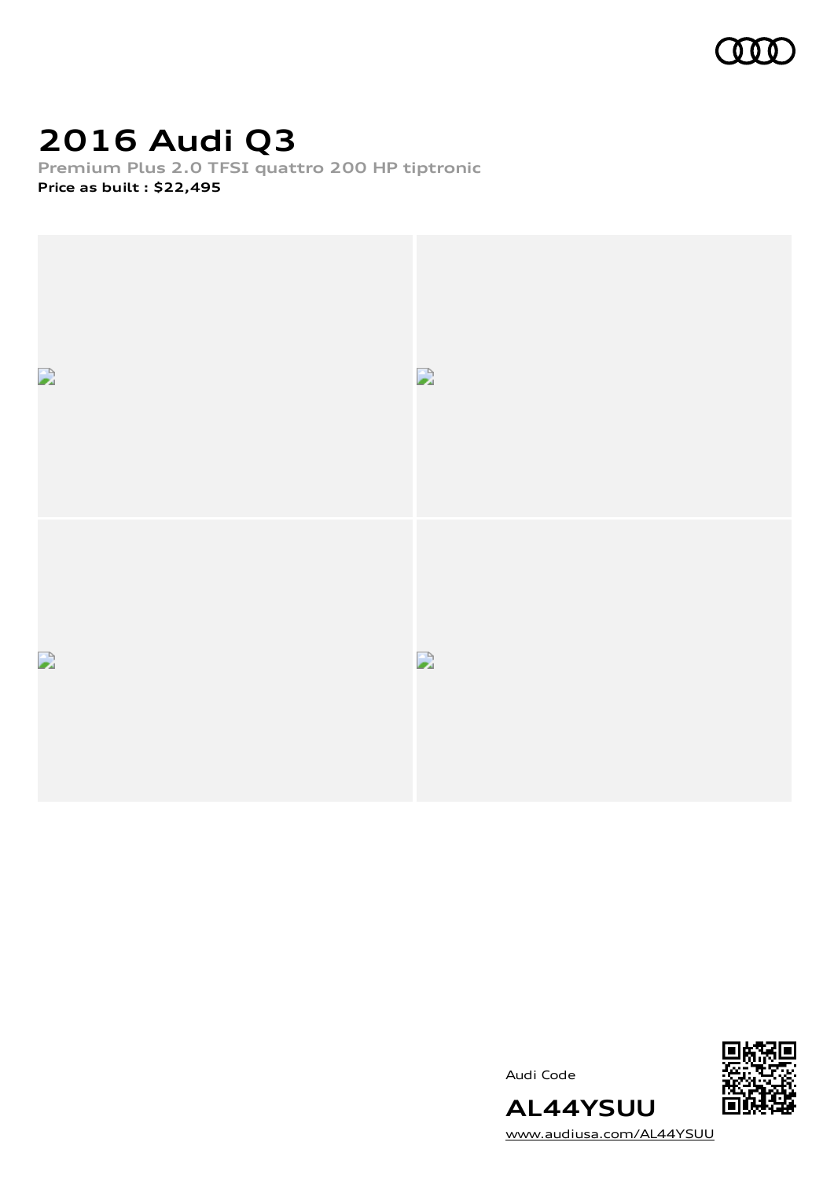# 2016 Audi Q3

**Premium Plus 2.0 TFSI quattro 200 HP tiptronic**

**Price as built : $22,495**

Audi Code

**AL44YSUU**

www.audiusa.com/AL44YSUU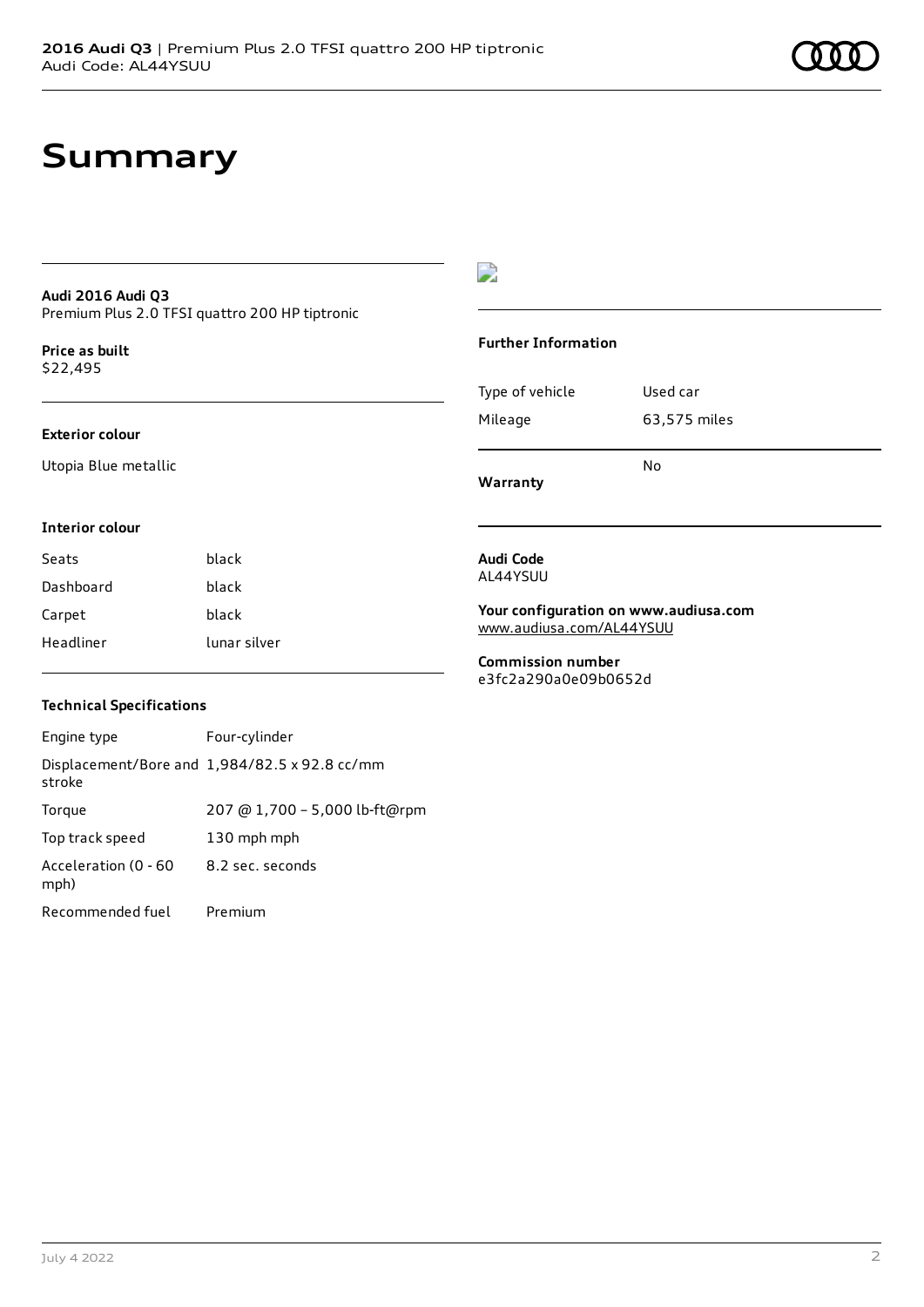# Summary

**Audi 2016 Audi Q3**
Premium Plus 2.0 TFSI quattro 200 HP tiptronic

**Price as built**
$22,495

### Exterior colour

Utopia Blue metallic

### Interior colour

| | |
|---|---|
| Seats | black |
| Dashboard | black |
| Carpet | black |
| Headliner | lunar silver |

### Technical Specifications

| | |
|---|---|
| Engine type | Four-cylinder |
| Displacement/Bore and stroke | 1,984/82.5 x 92.8 cc/mm |
| Torque | 207 @ 1,700 – 5,000 lb-ft@rpm |
| Top track speed | 130 mph mph |
| Acceleration (0 - 60 mph) | 8.2 sec. seconds |
| Recommended fuel | Premium |

### Further Information

| | |
|---|---|
| Type of vehicle | Used car |
| Mileage | 63,575 miles |
| **Warranty** | No |

**Audi Code**
AL44YSUU

**Your configuration on www.audiusa.com**
www.audiusa.com/AL44YSUU

**Commission number**
e3fc2a290a0e09b0652d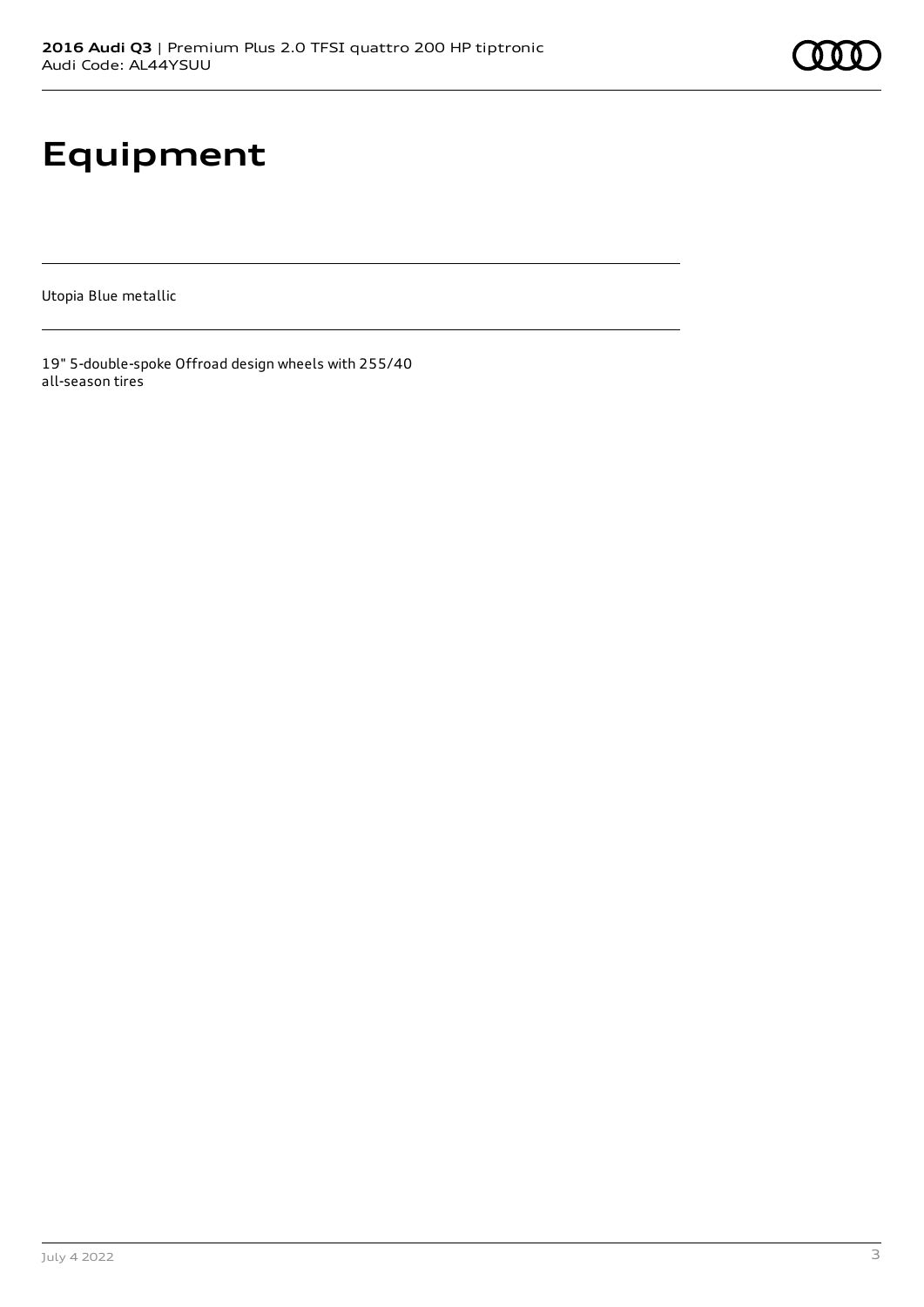# Equipment

Utopia Blue metallic

19" 5-double-spoke Offroad design wheels with 255/40 all-season tires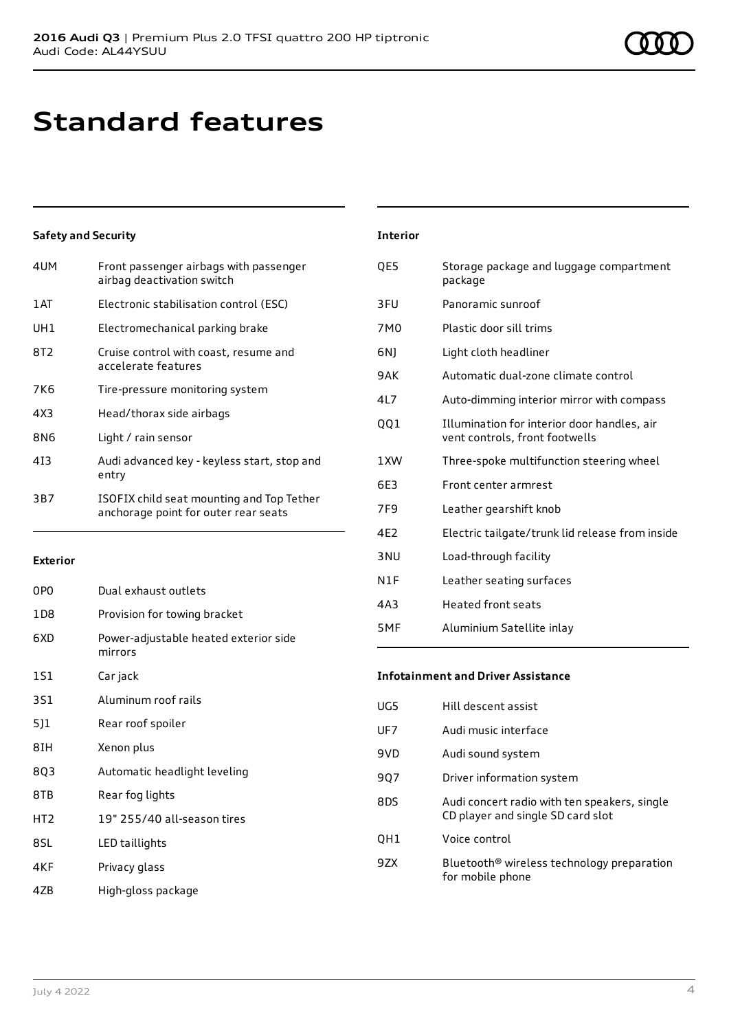# Standard features

## Safety and Security

| | |
|---|---|
| 4UM | Front passenger airbags with passenger airbag deactivation switch |
| 1AT | Electronic stabilisation control (ESC) |
| UH1 | Electromechanical parking brake |
| 8T2 | Cruise control with coast, resume and accelerate features |
| 7K6 | Tire-pressure monitoring system |
| 4X3 | Head/thorax side airbags |
| 8N6 | Light / rain sensor |
| 4I3 | Audi advanced key - keyless start, stop and entry |
| 3B7 | ISOFIX child seat mounting and Top Tether anchorage point for outer rear seats |

## Exterior

| | |
|---|---|
| 0P0 | Dual exhaust outlets |
| 1D8 | Provision for towing bracket |
| 6XD | Power-adjustable heated exterior side mirrors |
| 1S1 | Car jack |
| 3S1 | Aluminum roof rails |
| 5J1 | Rear roof spoiler |
| 8IH | Xenon plus |
| 8Q3 | Automatic headlight leveling |
| 8TB | Rear fog lights |
| HT2 | 19" 255/40 all-season tires |
| 8SL | LED taillights |
| 4KF | Privacy glass |
| 4ZB | High-gloss package |

## Interior

| | |
|---|---|
| QE5 | Storage package and luggage compartment package |
| 3FU | Panoramic sunroof |
| 7M0 | Plastic door sill trims |
| 6NJ | Light cloth headliner |
| 9AK | Automatic dual-zone climate control |
| 4L7 | Auto-dimming interior mirror with compass |
| QQ1 | Illumination for interior door handles, air vent controls, front footwells |
| 1XW | Three-spoke multifunction steering wheel |
| 6E3 | Front center armrest |
| 7F9 | Leather gearshift knob |
| 4E2 | Electric tailgate/trunk lid release from inside |
| 3NU | Load-through facility |
| N1F | Leather seating surfaces |
| 4A3 | Heated front seats |
| 5MF | Aluminium Satellite inlay |

## Infotainment and Driver Assistance

| | |
|---|---|
| UG5 | Hill descent assist |
| UF7 | Audi music interface |
| 9VD | Audi sound system |
| 9Q7 | Driver information system |
| 8DS | Audi concert radio with ten speakers, single CD player and single SD card slot |
| QH1 | Voice control |
| 9ZX | Bluetooth® wireless technology preparation for mobile phone |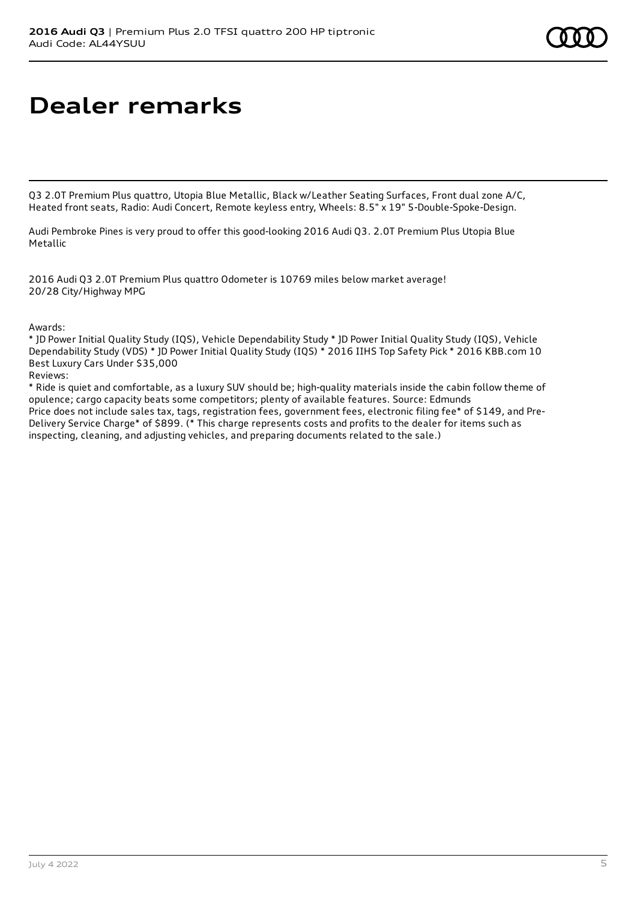# Dealer remarks

Q3 2.0T Premium Plus quattro, Utopia Blue Metallic, Black w/Leather Seating Surfaces, Front dual zone A/C, Heated front seats, Radio: Audi Concert, Remote keyless entry, Wheels: 8.5" x 19" 5-Double-Spoke-Design.

Audi Pembroke Pines is very proud to offer this good-looking 2016 Audi Q3. 2.0T Premium Plus Utopia Blue Metallic

2016 Audi Q3 2.0T Premium Plus quattro Odometer is 10769 miles below market average!
20/28 City/Highway MPG

Awards:
* JD Power Initial Quality Study (IQS), Vehicle Dependability Study * JD Power Initial Quality Study (IQS), Vehicle Dependability Study (VDS) * JD Power Initial Quality Study (IQS) * 2016 IIHS Top Safety Pick * 2016 KBB.com 10 Best Luxury Cars Under $35,000
Reviews:
* Ride is quiet and comfortable, as a luxury SUV should be; high-quality materials inside the cabin follow theme of opulence; cargo capacity beats some competitors; plenty of available features. Source: Edmunds
Price does not include sales tax, tags, registration fees, government fees, electronic filing fee* of $149, and Pre-Delivery Service Charge* of $899. (* This charge represents costs and profits to the dealer for items such as inspecting, cleaning, and adjusting vehicles, and preparing documents related to the sale.)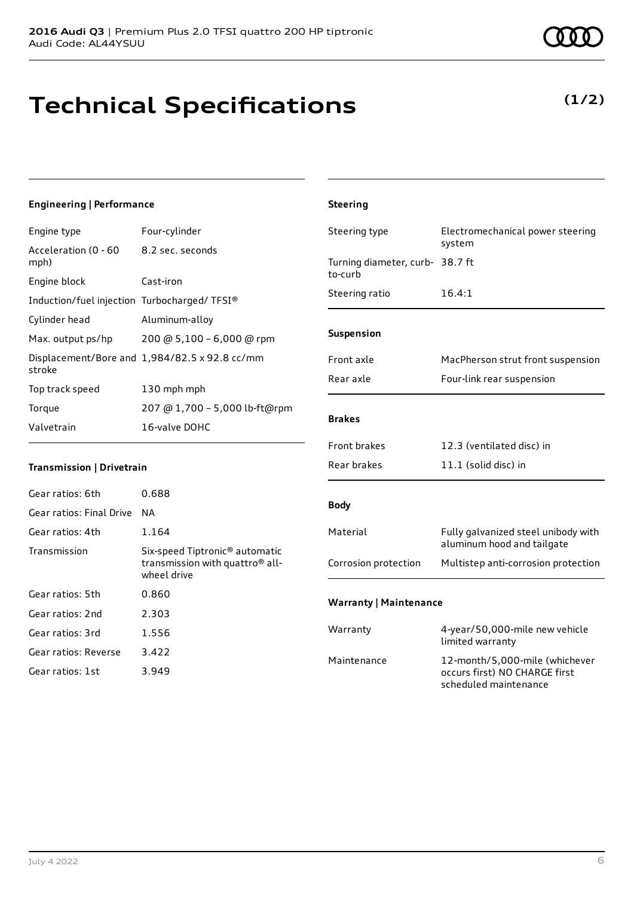**2016 Audi Q3** | Premium Plus 2.0 TFSI quattro 200 HP tiptronic
Audi Code: AL44YSUU

# Technical Specifications

**(1/2)**

### Engineering | Performance

| | |
|---|---|
| Engine type | Four-cylinder |
| Acceleration (0 - 60 mph) | 8.2 sec. seconds |
| Engine block | Cast-iron |
| Induction/fuel injection | Turbocharged/ TFSI® |
| Cylinder head | Aluminum-alloy |
| Max. output ps/hp | 200 @ 5,100 – 6,000 @ rpm |
| Displacement/Bore and stroke | 1,984/82.5 x 92.8 cc/mm |
| Top track speed | 130 mph mph |
| Torque | 207 @ 1,700 – 5,000 lb-ft@rpm |
| Valvetrain | 16-valve DOHC |

### Transmission | Drivetrain

| | |
|---|---|
| Gear ratios: 6th | 0.688 |
| Gear ratios: Final Drive | NA |
| Gear ratios: 4th | 1.164 |
| Transmission | Six-speed Tiptronic® automatic transmission with quattro® all-wheel drive |
| Gear ratios: 5th | 0.860 |
| Gear ratios: 2nd | 2.303 |
| Gear ratios: 3rd | 1.556 |
| Gear ratios: Reverse | 3.422 |
| Gear ratios: 1st | 3.949 |

### Steering

| | |
|---|---|
| Steering type | Electromechanical power steering system |
| Turning diameter, curb-to-curb | 38.7 ft |
| Steering ratio | 16.4:1 |

### Suspension

| | |
|---|---|
| Front axle | MacPherson strut front suspension |
| Rear axle | Four-link rear suspension |

### Brakes

| | |
|---|---|
| Front brakes | 12.3 (ventilated disc) in |
| Rear brakes | 11.1 (solid disc) in |

### Body

| | |
|---|---|
| Material | Fully galvanized steel unibody with aluminum hood and tailgate |
| Corrosion protection | Multistep anti-corrosion protection |

### Warranty | Maintenance

| | |
|---|---|
| Warranty | 4-year/50,000-mile new vehicle limited warranty |
| Maintenance | 12-month/5,000-mile (whichever occurs first) NO CHARGE first scheduled maintenance |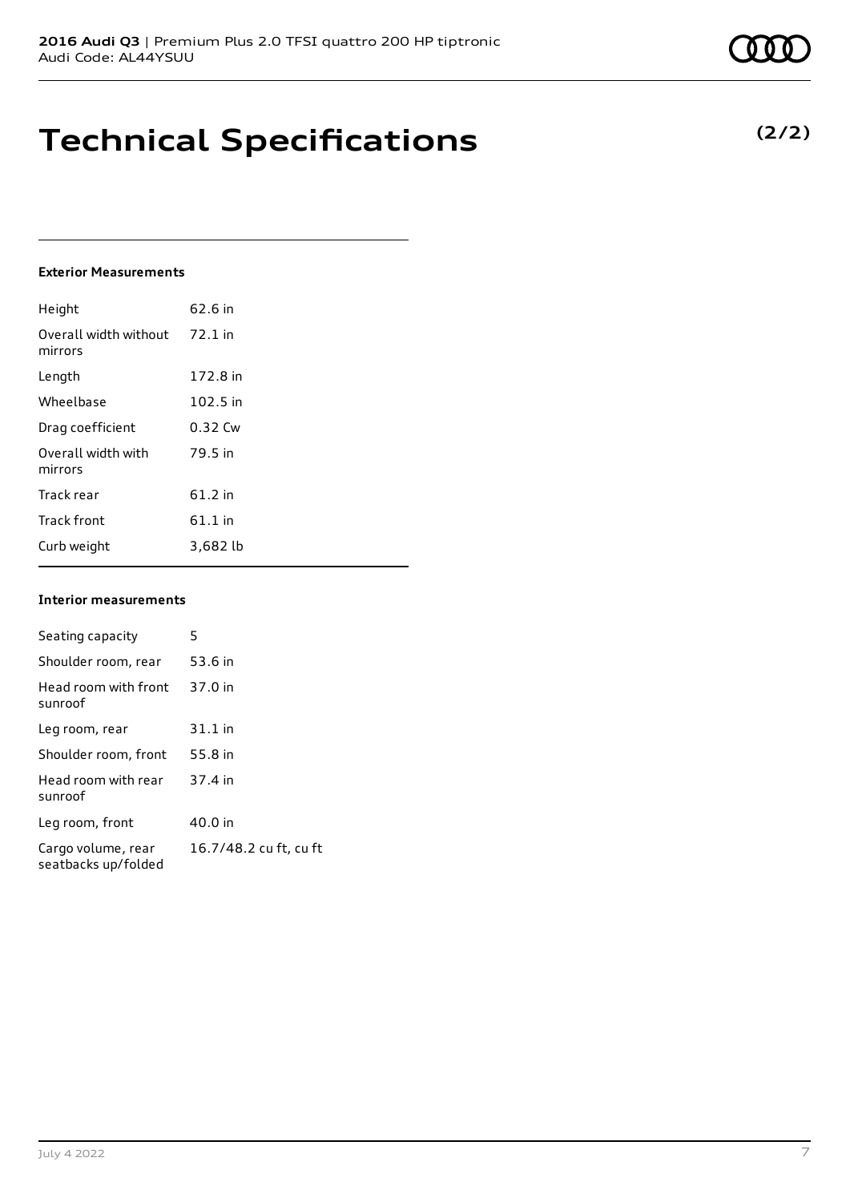# Technical Specifications

**(2/2)**

### Exterior Measurements

| | |
|---|---|
| Height | 62.6 in |
| Overall width without mirrors | 72.1 in |
| Length | 172.8 in |
| Wheelbase | 102.5 in |
| Drag coefficient | 0.32 Cw |
| Overall width with mirrors | 79.5 in |
| Track rear | 61.2 in |
| Track front | 61.1 in |
| Curb weight | 3,682 lb |

### Interior measurements

| | |
|---|---|
| Seating capacity | 5 |
| Shoulder room, rear | 53.6 in |
| Head room with front sunroof | 37.0 in |
| Leg room, rear | 31.1 in |
| Shoulder room, front | 55.8 in |
| Head room with rear sunroof | 37.4 in |
| Leg room, front | 40.0 in |
| Cargo volume, rear seatbacks up/folded | 16.7/48.2 cu ft, cu ft |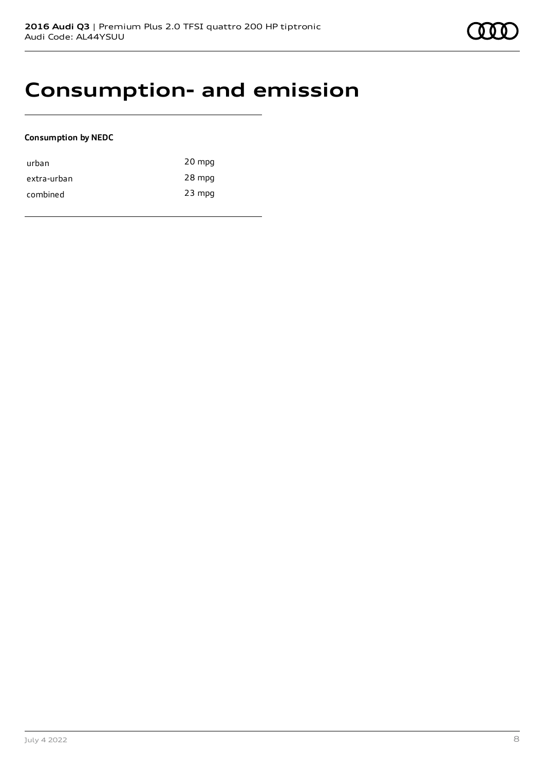# Consumption- and emission

**Consumption by NEDC**

| | |
|---|---|
| urban | 20 mpg |
| extra-urban | 28 mpg |
| combined | 23 mpg |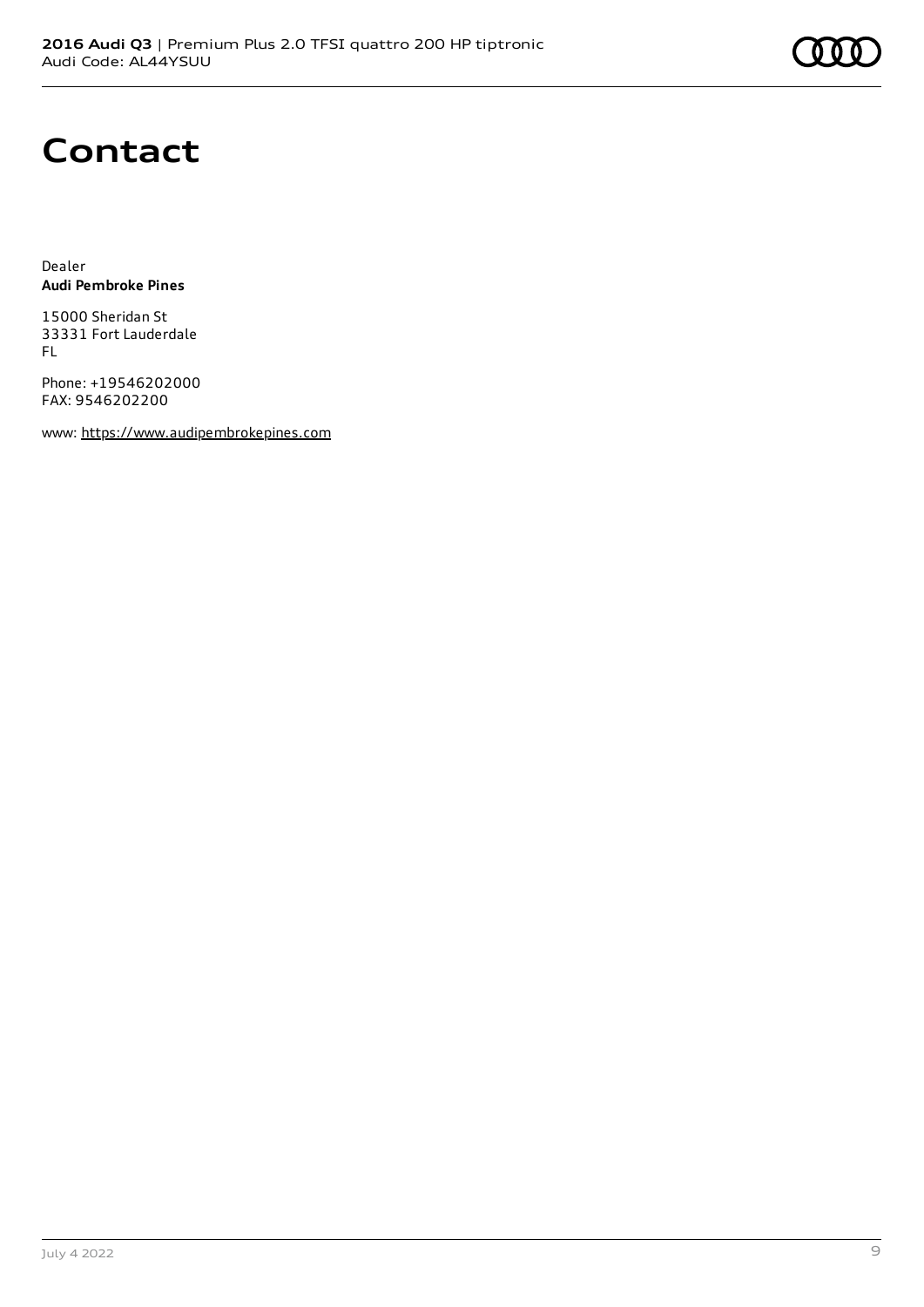# Contact

Dealer
**Audi Pembroke Pines**

15000 Sheridan St
33331 Fort Lauderdale
FL

Phone: +19546202000
FAX: 9546202200

www: https://www.audipembrokepines.com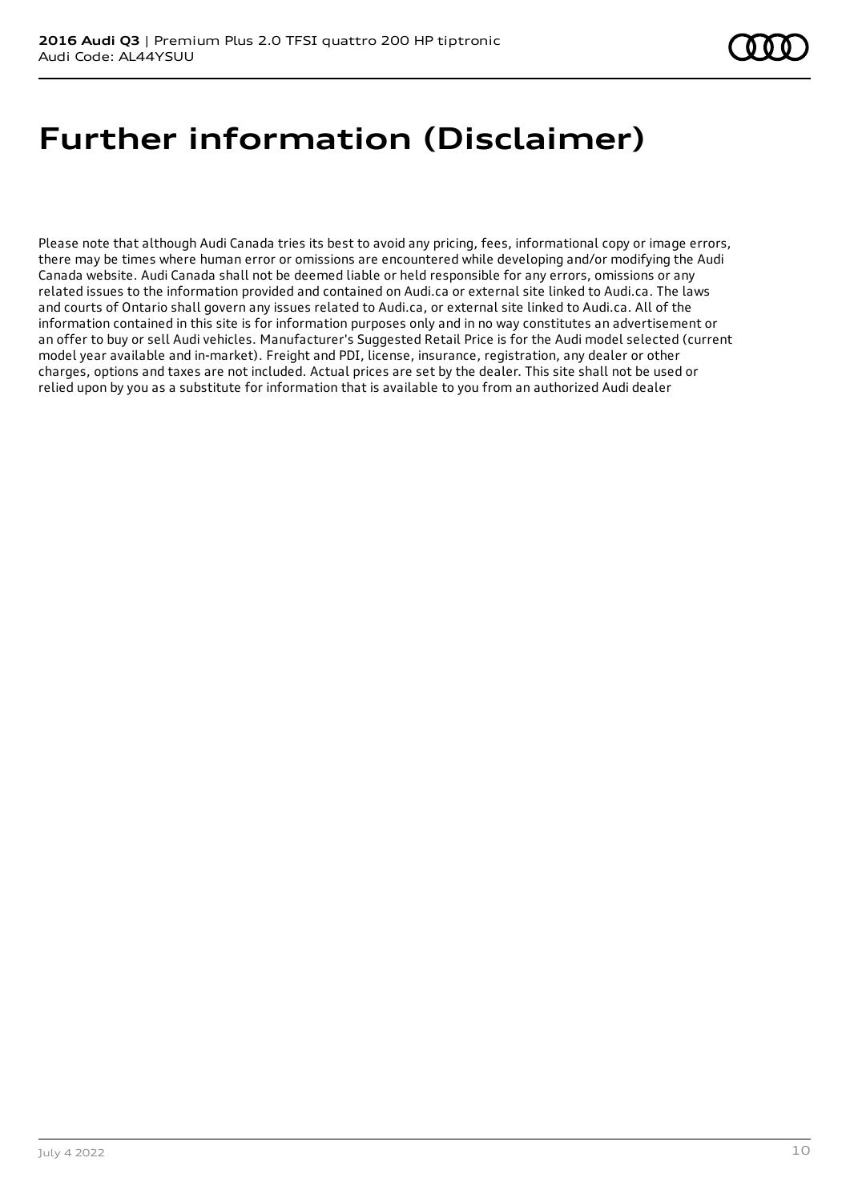# Further information (Disclaimer)

Please note that although Audi Canada tries its best to avoid any pricing, fees, informational copy or image errors, there may be times where human error or omissions are encountered while developing and/or modifying the Audi Canada website. Audi Canada shall not be deemed liable or held responsible for any errors, omissions or any related issues to the information provided and contained on Audi.ca or external site linked to Audi.ca. The laws and courts of Ontario shall govern any issues related to Audi.ca, or external site linked to Audi.ca. All of the information contained in this site is for information purposes only and in no way constitutes an advertisement or an offer to buy or sell Audi vehicles. Manufacturer's Suggested Retail Price is for the Audi model selected (current model year available and in-market). Freight and PDI, license, insurance, registration, any dealer or other charges, options and taxes are not included. Actual prices are set by the dealer. This site shall not be used or relied upon by you as a substitute for information that is available to you from an authorized Audi dealer